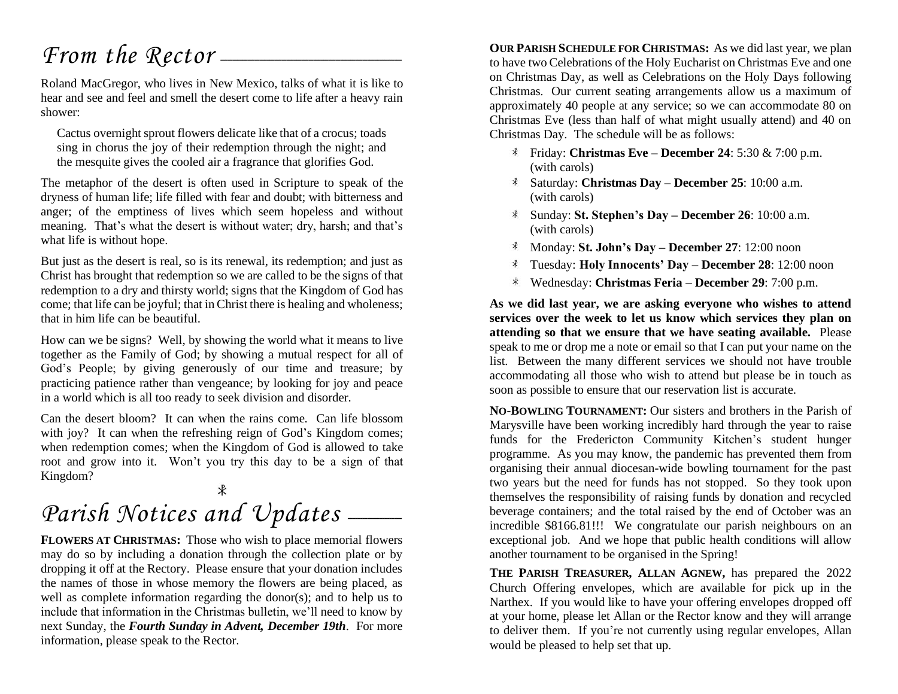# *From the Rector*

Roland MacGregor, who lives in New Mexico, talks of what it is like to hear and see and feel and smell the desert come to life after a heavy rain shower:

> Cactus overnight sprout flowers delicate like that of a crocus; toads sing in chorus the joy of their redemption through the night; and the mesquite gives the cooled air a fragrance that glorifies God.

The metaphor of the desert is often used in Scripture to speak of the dryness of human life; life filled with fear and doubt; with bitterness and anger; of the emptiness of lives which seem hopeless and without meaning. That's what the desert is without water; dry, harsh; and that's what life is without hope.

But just as the desert is real, so is its renewal, its redemption; and just as Christ has brought that redemption so we are called to be the signs of that redemption to a dry and thirsty world; signs that the Kingdom of God has come; that life can be joyful; that in Christ there is healing and wholeness; that in him life can be beautiful.

How can we be signs? Well, by showing the world what it means to live together as the Family of God; by showing a mutual respect for all of God's People; by giving generously of our time and treasure; by practicing patience rather than vengeance; by looking for joy and peace in a world which is all too ready to seek division and disorder.

Can the desert bloom? It can when the rains come. Can life blossom with joy? It can when the refreshing reign of God's Kingdom comes; when redemption comes; when the Kingdom of God is allowed to take root and grow into it. Won't you try this day to be a sign of that Kingdom?

☧

# *Parish Notices and Updates*

**FLOWERS AT CHRISTMAS:** Those who wish to place memorial flowers may do so by including a donation through the collection plate or by dropping it off at the Rectory. Please ensure that your donation includes the names of those in whose memory the flowers are being placed, as well as complete information regarding the donor(s); and to help us to include that information in the Christmas bulletin, we'll need to know by next Sunday, the ***Fourth Sunday in Advent, December 19th***. For more information, please speak to the Rector.

**OUR PARISH SCHEDULE FOR CHRISTMAS:** As we did last year, we plan to have two Celebrations of the Holy Eucharist on Christmas Eve and one on Christmas Day, as well as Celebrations on the Holy Days following Christmas. Our current seating arrangements allow us a maximum of approximately 40 people at any service; so we can accommodate 80 on Christmas Eve (less than half of what might usually attend) and 40 on Christmas Day. The schedule will be as follows:

- Friday: **Christmas Eve – December 24**: 5:30 & 7:00 p.m. (with carols)
- Saturday: **Christmas Day – December 25**: 10:00 a.m. (with carols)
- Sunday: **St. Stephen's Day – December 26**: 10:00 a.m. (with carols)
- Monday: **St. John's Day – December 27**: 12:00 noon
- Tuesday: **Holy Innocents' Day – December 28**: 12:00 noon
- Wednesday: **Christmas Feria – December 29**: 7:00 p.m.

**As we did last year, we are asking everyone who wishes to attend services over the week to let us know which services they plan on attending so that we ensure that we have seating available.** Please speak to me or drop me a note or email so that I can put your name on the list. Between the many different services we should not have trouble accommodating all those who wish to attend but please be in touch as soon as possible to ensure that our reservation list is accurate.

**NO-BOWLING TOURNAMENT:** Our sisters and brothers in the Parish of Marysville have been working incredibly hard through the year to raise funds for the Fredericton Community Kitchen's student hunger programme. As you may know, the pandemic has prevented them from organising their annual diocesan-wide bowling tournament for the past two years but the need for funds has not stopped. So they took upon themselves the responsibility of raising funds by donation and recycled beverage containers; and the total raised by the end of October was an incredible $8166.81!!! We congratulate our parish neighbours on an exceptional job. And we hope that public health conditions will allow another tournament to be organised in the Spring!

**THE PARISH TREASURER, ALLAN AGNEW,** has prepared the 2022 Church Offering envelopes, which are available for pick up in the Narthex. If you would like to have your offering envelopes dropped off at your home, please let Allan or the Rector know and they will arrange to deliver them. If you're not currently using regular envelopes, Allan would be pleased to help set that up.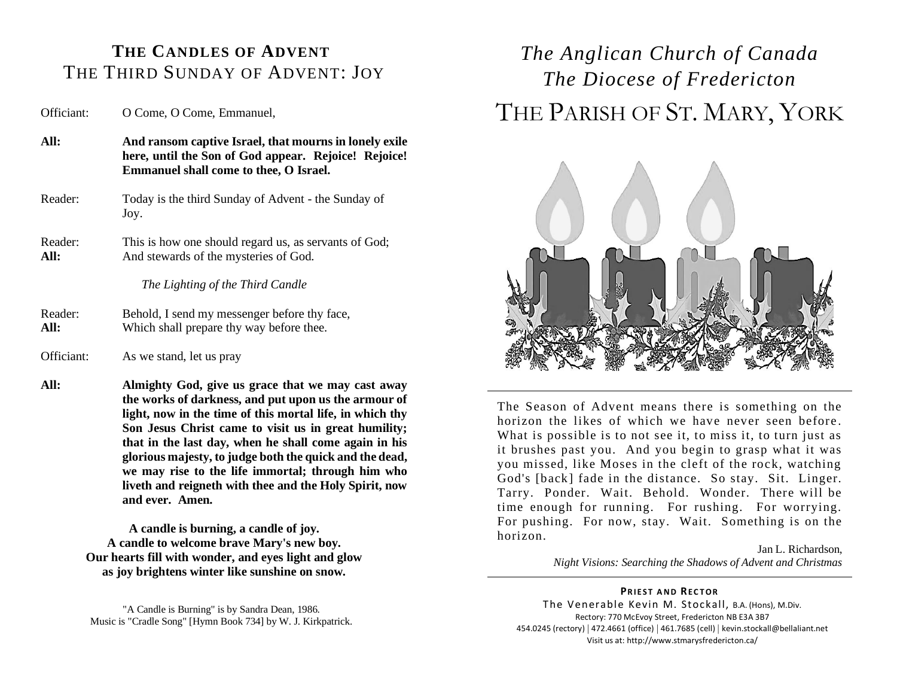## THE CANDLES OF ADVENT
## THE THIRD SUNDAY OF ADVENT: JOY

Officiant: O Come, O Come, Emmanuel,

**All: And ransom captive Israel, that mourns in lonely exile here, until the Son of God appear. Rejoice! Rejoice! Emmanuel shall come to thee, O Israel.**

Reader: Today is the third Sunday of Advent - the Sunday of Joy.

Reader: This is how one should regard us, as servants of God;
**All:** And stewards of the mysteries of God.

*The Lighting of the Third Candle*

Reader: Behold, I send my messenger before thy face,
**All:** Which shall prepare thy way before thee.

Officiant: As we stand, let us pray

**All: Almighty God, give us grace that we may cast away the works of darkness, and put upon us the armour of light, now in the time of this mortal life, in which thy Son Jesus Christ came to visit us in great humility; that in the last day, when he shall come again in his glorious majesty, to judge both the quick and the dead, we may rise to the life immortal; through him who liveth and reigneth with thee and the Holy Spirit, now and ever. Amen.**

**A candle is burning, a candle of joy.**
**A candle to welcome brave Mary's new boy.**
**Our hearts fill with wonder, and eyes light and glow**
**as joy brightens winter like sunshine on snow.**

"A Candle is Burning" is by Sandra Dean, 1986.
Music is "Cradle Song" [Hymn Book 734] by W. J. Kirkpatrick.

# *The Anglican Church of Canada*
# *The Diocese of Fredericton*
# THE PARISH OF ST. MARY, YORK

---

The Season of Advent means there is something on the horizon the likes of which we have never seen before. What is possible is to not see it, to miss it, to turn just as it brushes past you. And you begin to grasp what it was you missed, like Moses in the cleft of the rock, watching God's [back] fade in the distance. So stay. Sit. Linger. Tarry. Ponder. Wait. Behold. Wonder. There will be time enough for running. For rushing. For worrying. For pushing. For now, stay. Wait. Something is on the horizon.

Jan L. Richardson,
*Night Visions: Searching the Shadows of Advent and Christmas*

---

**PRIEST AND RECTOR**
The Venerable Kevin M. Stockall, B.A. (Hons), M.Div.
Rectory: 770 McEvoy Street, Fredericton NB E3A 3B7
454.0245 (rectory) | 472.4661 (office) | 461.7685 (cell) | kevin.stockall@bellaliant.net
Visit us at: http://www.stmarysfredericton.ca/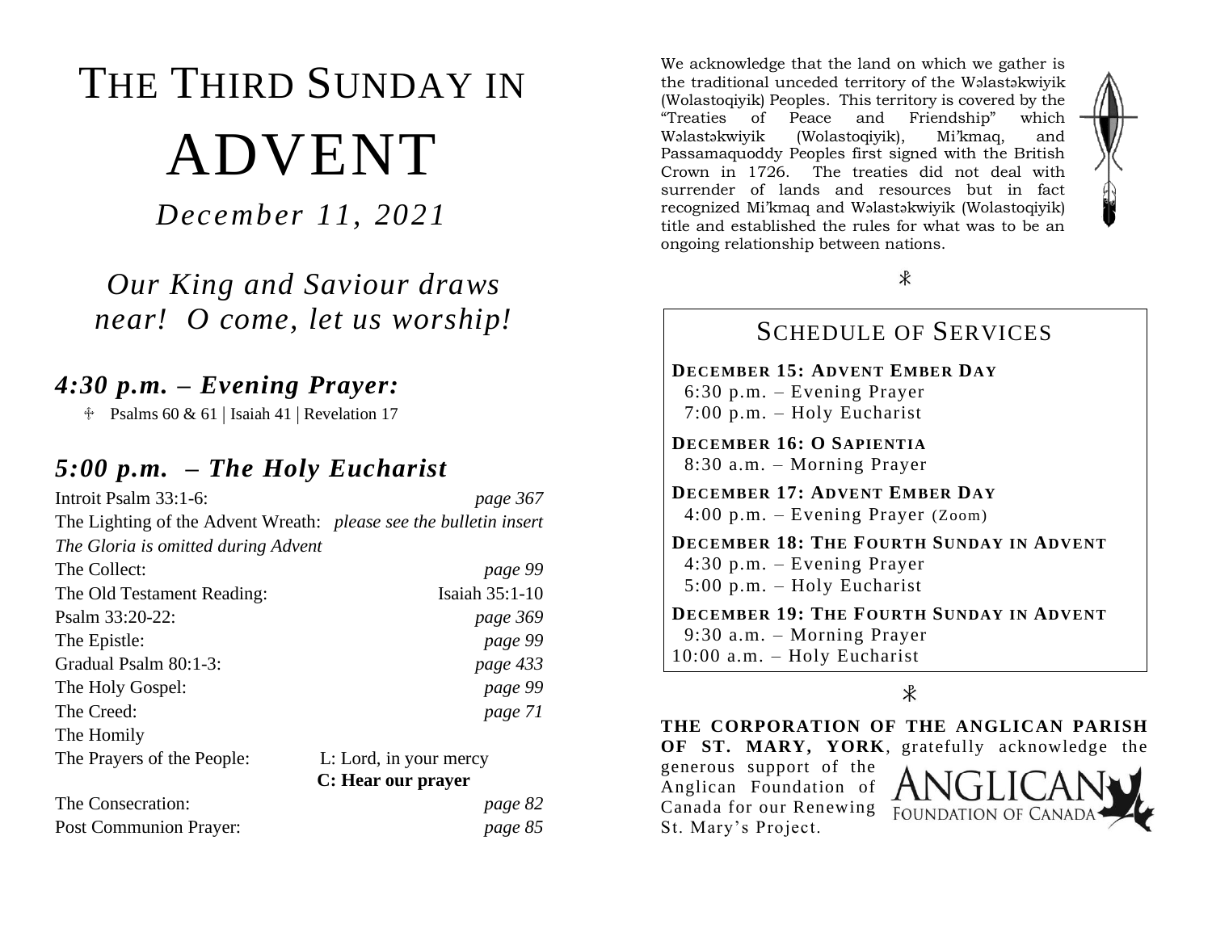# THE THIRD SUNDAY IN ADVENT

*December 11, 2021*

*Our King and Saviour draws near! O come, let us worship!*

## *4:30 p.m. – Evening Prayer:*

- Psalms 60 & 61 | Isaiah 41 | Revelation 17

## *5:00 p.m. – The Holy Eucharist*

| | |
|---|---|
| Introit Psalm 33:1-6: | *page 367* |
| The Lighting of the Advent Wreath: | *please see the bulletin insert* |
| *The Gloria is omitted during Advent* | |
| The Collect: | *page 99* |
| The Old Testament Reading: | Isaiah 35:1-10 |
| Psalm 33:20-22: | *page 369* |
| The Epistle: | *page 99* |
| Gradual Psalm 80:1-3: | *page 433* |
| The Holy Gospel: | *page 99* |
| The Creed: | *page 71* |
| The Homily | |
| The Prayers of the People: | L: Lord, in your mercy **C: Hear our prayer** |
| The Consecration: | *page 82* |
| Post Communion Prayer: | *page 85* |

We acknowledge that the land on which we gather is the traditional unceded territory of the Wəlastəkwiyik (Wolastoqiyik) Peoples. This territory is covered by the "Treaties of Peace and Friendship" which Wəlastəkwiyik (Wolastoqiyik), Mi'kmaq, and Passamaquoddy Peoples first signed with the British Crown in 1726. The treaties did not deal with surrender of lands and resources but in fact recognized Mi'kmaq and Wəlastəkwiyik (Wolastoqiyik) title and established the rules for what was to be an ongoing relationship between nations.

## SCHEDULE OF SERVICES

**DECEMBER 15: ADVENT EMBER DAY**
6:30 p.m. – Evening Prayer
7:00 p.m. – Holy Eucharist

**DECEMBER 16: O SAPIENTIA**
8:30 a.m. – Morning Prayer

**DECEMBER 17: ADVENT EMBER DAY**
4:00 p.m. – Evening Prayer (Zoom)

**DECEMBER 18: THE FOURTH SUNDAY IN ADVENT**
4:30 p.m. – Evening Prayer
5:00 p.m. – Holy Eucharist

**DECEMBER 19: THE FOURTH SUNDAY IN ADVENT**
9:30 a.m. – Morning Prayer
10:00 a.m. – Holy Eucharist

**THE CORPORATION OF THE ANGLICAN PARISH OF ST. MARY, YORK**, gratefully acknowledge the generous support of the Anglican Foundation of Canada for our Renewing St. Mary's Project.

ANGLICAN FOUNDATION OF CANADA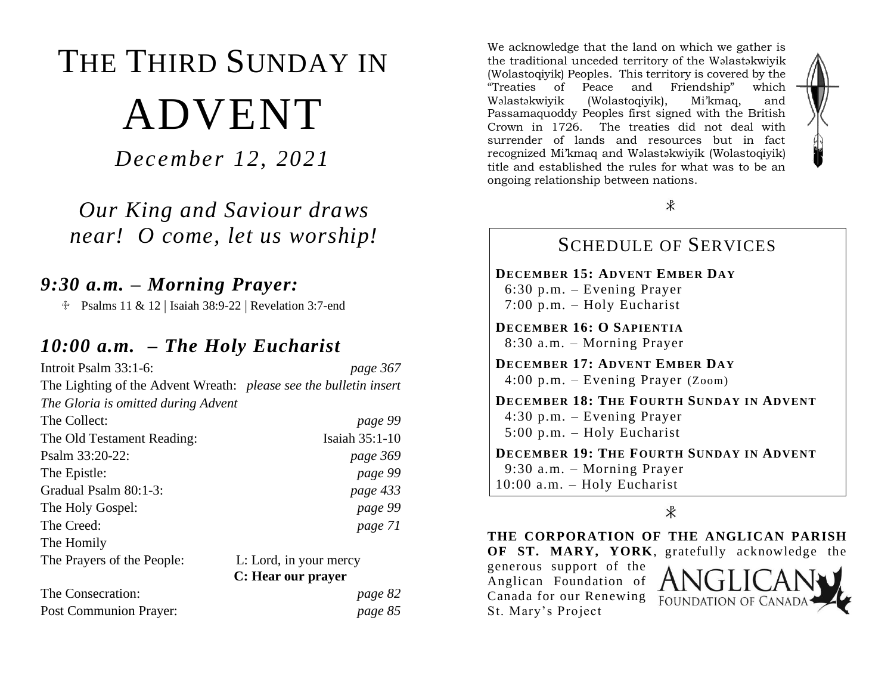# THE THIRD SUNDAY IN ADVENT

*December 12, 2021*

*Our King and Saviour draws near! O come, let us worship!*

## *9:30 a.m. – Morning Prayer:*

- Psalms 11 & 12 | Isaiah 38:9-22 | Revelation 3:7-end

## *10:00 a.m. – The Holy Eucharist*

Introit Psalm 33:1-6: *page 367*

The Lighting of the Advent Wreath: *please see the bulletin insert*

*The Gloria is omitted during Advent*

The Collect: *page 99*

The Old Testament Reading: Isaiah 35:1-10

Psalm 33:20-22: *page 369*

The Epistle: *page 99*

Gradual Psalm 80:1-3: *page 433*

The Holy Gospel: *page 99*

The Creed: *page 71*

The Homily

The Prayers of the People: L: Lord, in your mercy
**C: Hear our prayer**

The Consecration: *page 82*

Post Communion Prayer: *page 85*

We acknowledge that the land on which we gather is the traditional unceded territory of the Wəlastəkwiyik (Wolastoqiyik) Peoples. This territory is covered by the "Treaties of Peace and Friendship" which Wəlastəkwiyik (Wolastoqiyik), Mi'kmaq, and Passamaquoddy Peoples first signed with the British Crown in 1726. The treaties did not deal with surrender of lands and resources but in fact recognized Mi'kmaq and Wəlastəkwiyik (Wolastoqiyik) title and established the rules for what was to be an ongoing relationship between nations.

## SCHEDULE OF SERVICES

**DECEMBER 15: ADVENT EMBER DAY**
6:30 p.m. – Evening Prayer
7:00 p.m. – Holy Eucharist

**DECEMBER 16: O SAPIENTIA**
8:30 a.m. – Morning Prayer

**DECEMBER 17: ADVENT EMBER DAY**
4:00 p.m. – Evening Prayer (Zoom)

**DECEMBER 18: THE FOURTH SUNDAY IN ADVENT**
4:30 p.m. – Evening Prayer
5:00 p.m. – Holy Eucharist

**DECEMBER 19: THE FOURTH SUNDAY IN ADVENT**
9:30 a.m. – Morning Prayer
10:00 a.m. – Holy Eucharist

**THE CORPORATION OF THE ANGLICAN PARISH OF ST. MARY, YORK**, gratefully acknowledge the generous support of the Anglican Foundation of Canada for our Renewing St. Mary's Project

ANGLICAN FOUNDATION OF CANADA